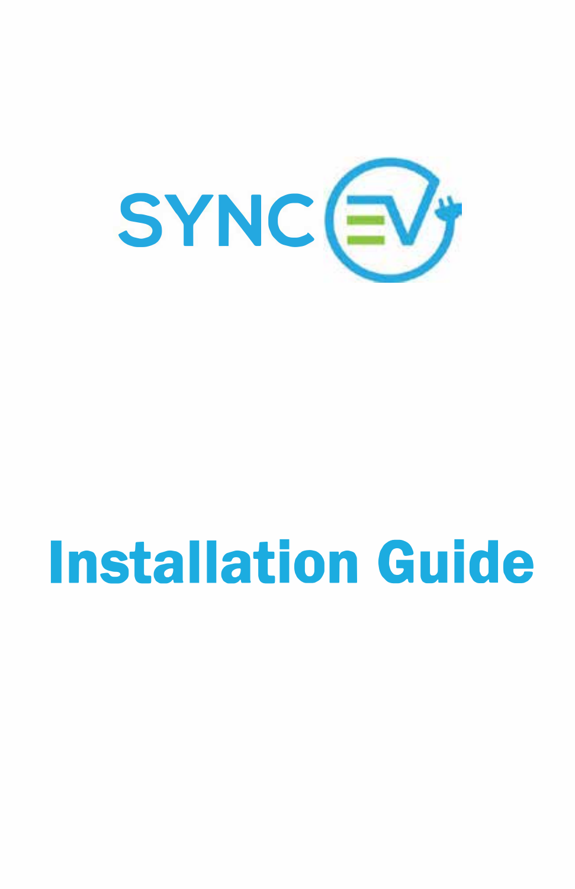# SYNC EV

# Installation Guide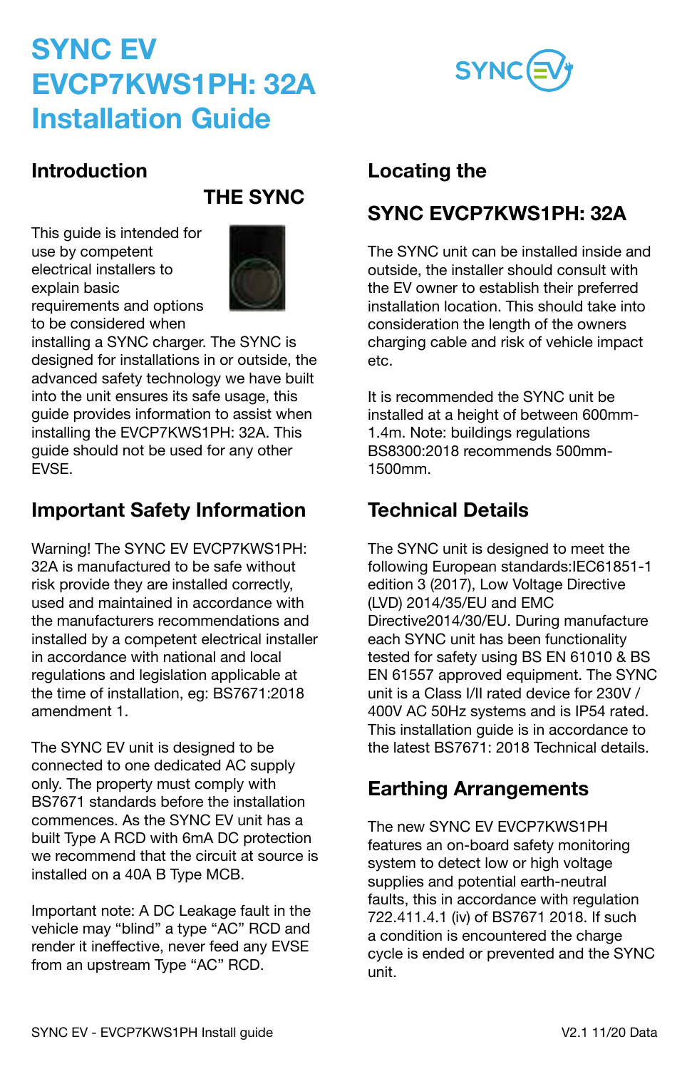# SYNC EV EVCP7KWS1PH: 32A Installation Guide

## Introduction

### THE SYNC

This guide is intended for use by competent electrical installers to explain basic requirements and options to be considered when installing a SYNC charger. The SYNC is designed for installations in or outside, the advanced safety technology we have built into the unit ensures its safe usage, this guide provides information to assist when installing the EVCP7KWS1PH: 32A. This guide should not be used for any other EVSE.

## Important Safety Information

Warning! The SYNC EV EVCP7KWS1PH: 32A is manufactured to be safe without risk provide they are installed correctly, used and maintained in accordance with the manufacturers recommendations and installed by a competent electrical installer in accordance with national and local regulations and legislation applicable at the time of installation, eg: BS7671:2018 amendment 1.

The SYNC EV unit is designed to be connected to one dedicated AC supply only. The property must comply with BS7671 standards before the installation commences. As the SYNC EV unit has a built Type A RCD with 6mA DC protection we recommend that the circuit at source is installed on a 40A B Type MCB.

Important note: A DC Leakage fault in the vehicle may "blind" a type "AC" RCD and render it ineffective, never feed any EVSE from an upstream Type "AC" RCD.

## Locating the SYNC EVCP7KWS1PH: 32A

The SYNC unit can be installed inside and outside, the installer should consult with the EV owner to establish their preferred installation location. This should take into consideration the length of the owners charging cable and risk of vehicle impact etc.

It is recommended the SYNC unit be installed at a height of between 600mm-1.4m. Note: buildings regulations BS8300:2018 recommends 500mm-1500mm.

## Technical Details

The SYNC unit is designed to meet the following European standards:IEC61851-1 edition 3 (2017), Low Voltage Directive (LVD) 2014/35/EU and EMC Directive2014/30/EU. During manufacture each SYNC unit has been functionality tested for safety using BS EN 61010 & BS EN 61557 approved equipment. The SYNC unit is a Class I/II rated device for 230V / 400V AC 50Hz systems and is IP54 rated. This installation guide is in accordance to the latest BS7671: 2018 Technical details.

## Earthing Arrangements

The new SYNC EV EVCP7KWS1PH features an on-board safety monitoring system to detect low or high voltage supplies and potential earth-neutral faults, this in accordance with regulation 722.411.4.1 (iv) of BS7671 2018. If such a condition is encountered the charge cycle is ended or prevented and the SYNC unit.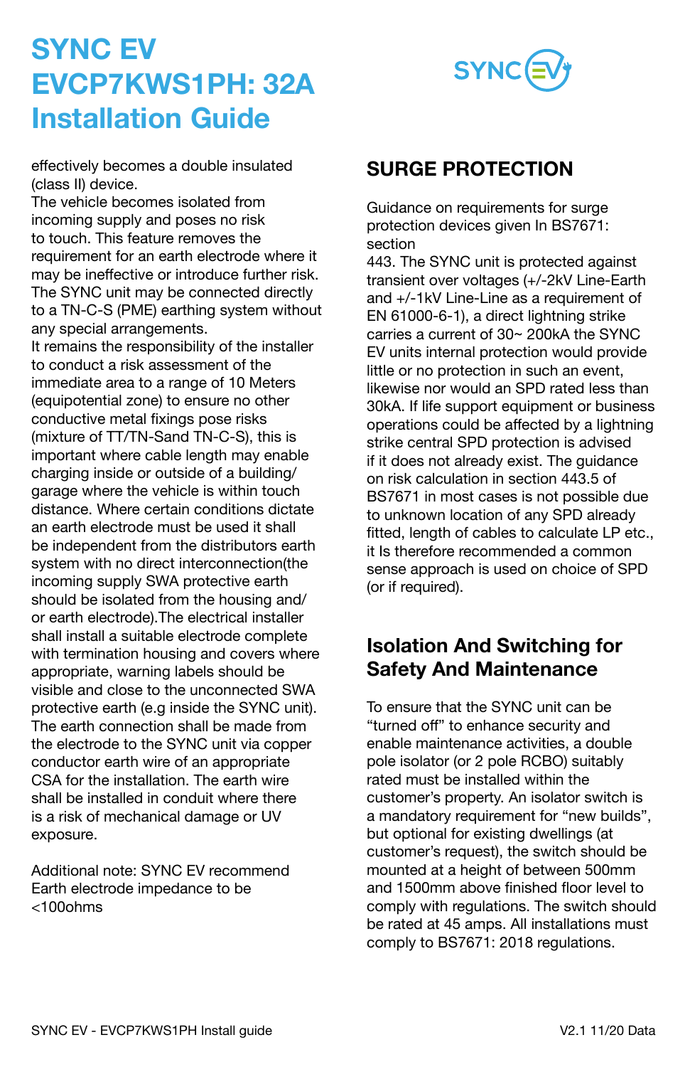effectively becomes a double insulated (class II) device.
The vehicle becomes isolated from incoming supply and poses no risk to touch. This feature removes the requirement for an earth electrode where it may be ineffective or introduce further risk. The SYNC unit may be connected directly to a TN-C-S (PME) earthing system without any special arrangements.
It remains the responsibility of the installer to conduct a risk assessment of the immediate area to a range of 10 Meters (equipotential zone) to ensure no other conductive metal fixings pose risks (mixture of TT/TN-Sand TN-C-S), this is important where cable length may enable charging inside or outside of a building/ garage where the vehicle is within touch distance. Where certain conditions dictate an earth electrode must be used it shall be independent from the distributors earth system with no direct interconnection(the incoming supply SWA protective earth should be isolated from the housing and/ or earth electrode).The electrical installer shall install a suitable electrode complete with termination housing and covers where appropriate, warning labels should be visible and close to the unconnected SWA protective earth (e.g inside the SYNC unit). The earth connection shall be made from the electrode to the SYNC unit via copper conductor earth wire of an appropriate CSA for the installation. The earth wire shall be installed in conduit where there is a risk of mechanical damage or UV exposure.

Additional note: SYNC EV recommend Earth electrode impedance to be <100ohms

## SURGE PROTECTION

Guidance on requirements for surge protection devices given In BS7671: section
443. The SYNC unit is protected against transient over voltages (+/-2kV Line-Earth and +/-1kV Line-Line as a requirement of EN 61000-6-1), a direct lightning strike carries a current of 30~ 200kA the SYNC EV units internal protection would provide little or no protection in such an event, likewise nor would an SPD rated less than 30kA. If life support equipment or business operations could be affected by a lightning strike central SPD protection is advised if it does not already exist. The guidance on risk calculation in section 443.5 of BS7671 in most cases is not possible due to unknown location of any SPD already fitted, length of cables to calculate LP etc., it Is therefore recommended a common sense approach is used on choice of SPD (or if required).

## Isolation And Switching for Safety And Maintenance

To ensure that the SYNC unit can be "turned off" to enhance security and enable maintenance activities, a double pole isolator (or 2 pole RCBO) suitably rated must be installed within the customer's property. An isolator switch is a mandatory requirement for "new builds", but optional for existing dwellings (at customer's request), the switch should be mounted at a height of between 500mm and 1500mm above finished floor level to comply with regulations. The switch should be rated at 45 amps. All installations must comply to BS7671: 2018 regulations.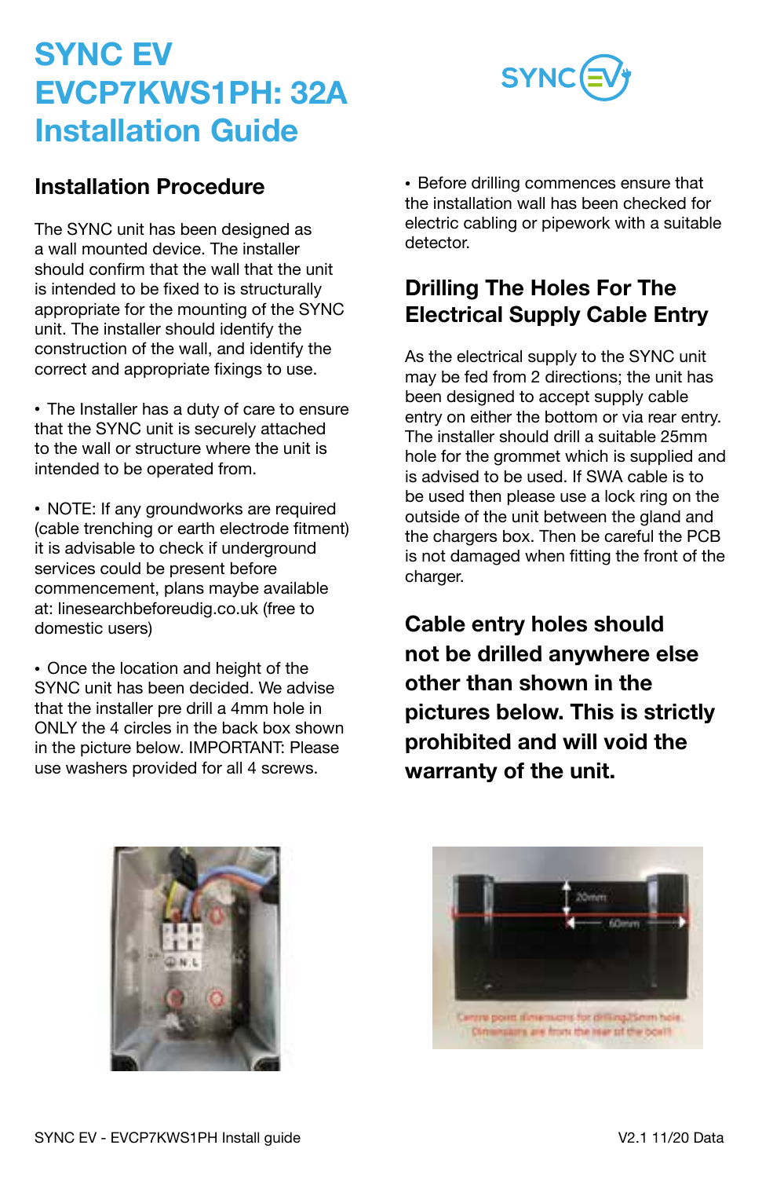# SYNC EV EVCP7KWS1PH: 32A Installation Guide

## Installation Procedure

The SYNC unit has been designed as a wall mounted device. The installer should confirm that the wall that the unit is intended to be fixed to is structurally appropriate for the mounting of the SYNC unit. The installer should identify the construction of the wall, and identify the correct and appropriate fixings to use.

- The Installer has a duty of care to ensure that the SYNC unit is securely attached to the wall or structure where the unit is intended to be operated from.

- NOTE: If any groundworks are required (cable trenching or earth electrode fitment) it is advisable to check if underground services could be present before commencement, plans maybe available at: linesearchbeforeudig.co.uk (free to domestic users)

- Once the location and height of the SYNC unit has been decided. We advise that the installer pre drill a 4mm hole in ONLY the 4 circles in the back box shown in the picture below. IMPORTANT: Please use washers provided for all 4 screws.

- Before drilling commences ensure that the installation wall has been checked for electric cabling or pipework with a suitable detector.

## Drilling The Holes For The Electrical Supply Cable Entry

As the electrical supply to the SYNC unit may be fed from 2 directions; the unit has been designed to accept supply cable entry on either the bottom or via rear entry. The installer should drill a suitable 25mm hole for the grommet which is supplied and is advised to be used. If SWA cable is to be used then please use a lock ring on the outside of the unit between the gland and the chargers box. Then be careful the PCB is not damaged when fitting the front of the charger.

**Cable entry holes should not be drilled anywhere else other than shown in the pictures below. This is strictly prohibited and will void the warranty of the unit.**

Centre point dimensions for drilling 25mm hole. Dimensions are from the rear of the box!!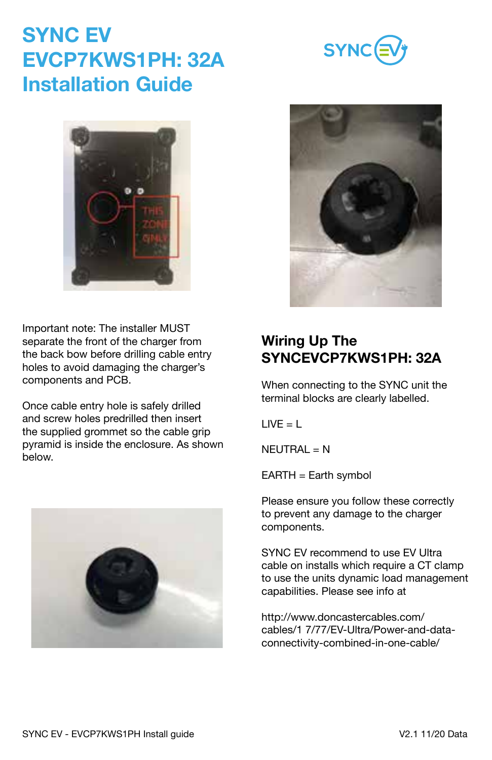# SYNC EV EVCP7KWS1PH: 32A Installation Guide

Important note: The installer MUST separate the front of the charger from the back bow before drilling cable entry holes to avoid damaging the charger's components and PCB.

Once cable entry hole is safely drilled and screw holes predrilled then insert the supplied grommet so the cable grip pyramid is inside the enclosure. As shown below.

## Wiring Up The SYNCEVCP7KWS1PH: 32A

When connecting to the SYNC unit the terminal blocks are clearly labelled.

LIVE = L

NEUTRAL = N

EARTH = Earth symbol

Please ensure you follow these correctly to prevent any damage to the charger components.

SYNC EV recommend to use EV Ultra cable on installs which require a CT clamp to use the units dynamic load management capabilities. Please see info at

http://www.doncastercables.com/cables/1 7/77/EV-Ultra/Power-and-data-connectivity-combined-in-one-cable/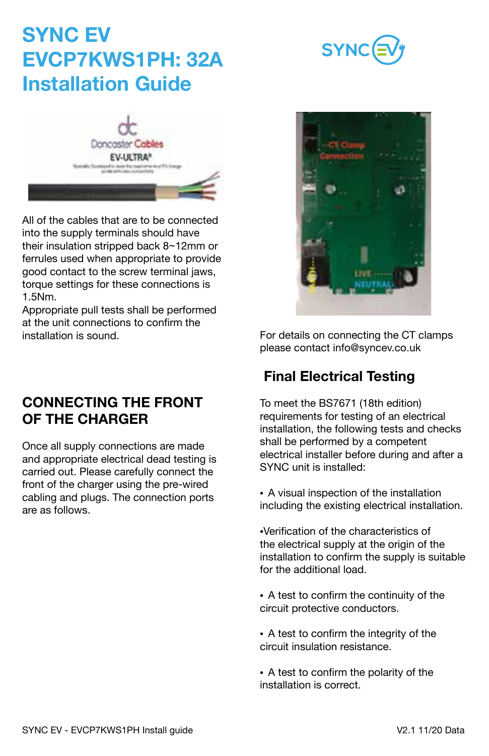# SYNC EV EVCP7KWS1PH: 32A Installation Guide

All of the cables that are to be connected into the supply terminals should have their insulation stripped back 8~12mm or ferrules used when appropriate to provide good contact to the screw terminal jaws, torque settings for these connections is 1.5Nm.
Appropriate pull tests shall be performed at the unit connections to confirm the installation is sound.

## CONNECTING THE FRONT OF THE CHARGER

Once all supply connections are made and appropriate electrical dead testing is carried out. Please carefully connect the front of the charger using the pre-wired cabling and plugs. The connection ports are as follows.

For details on connecting the CT clamps please contact info@syncev.co.uk

## Final Electrical Testing

To meet the BS7671 (18th edition) requirements for testing of an electrical installation, the following tests and checks shall be performed by a competent electrical installer before during and after a SYNC unit is installed:

- A visual inspection of the installation including the existing electrical installation.
- Verification of the characteristics of the electrical supply at the origin of the installation to confirm the supply is suitable for the additional load.
- A test to confirm the continuity of the circuit protective conductors.
- A test to confirm the integrity of the circuit insulation resistance.
- A test to confirm the polarity of the installation is correct.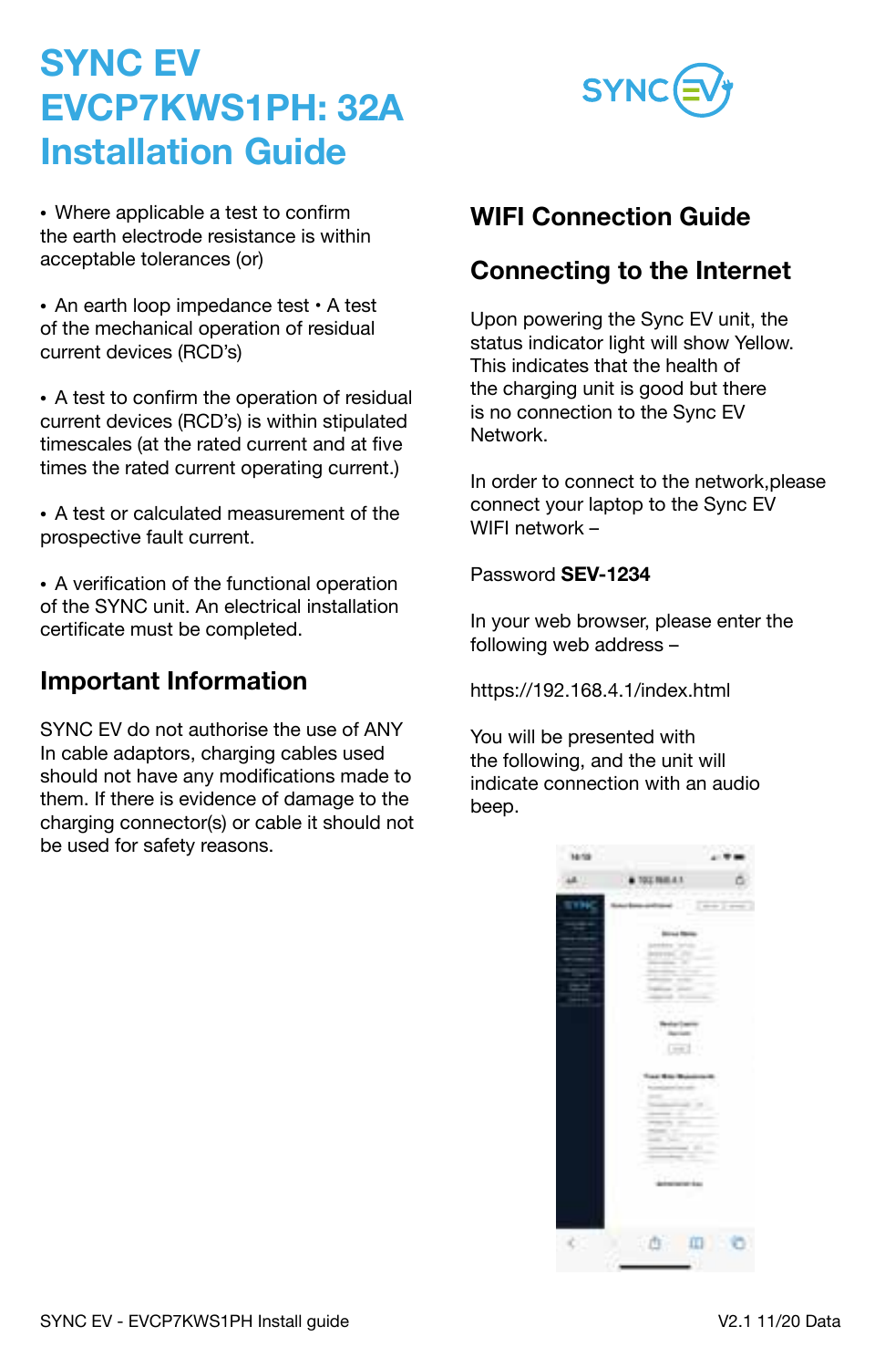# SYNC EV EVCP7KWS1PH: 32A Installation Guide

- Where applicable a test to confirm the earth electrode resistance is within acceptable tolerances (or)
- An earth loop impedance test • A test of the mechanical operation of residual current devices (RCD's)
- A test to confirm the operation of residual current devices (RCD's) is within stipulated timescales (at the rated current and at five times the rated current operating current.)
- A test or calculated measurement of the prospective fault current.
- A verification of the functional operation of the SYNC unit. An electrical installation certificate must be completed.

## Important Information

SYNC EV do not authorise the use of ANY In cable adaptors, charging cables used should not have any modifications made to them. If there is evidence of damage to the charging connector(s) or cable it should not be used for safety reasons.

## WIFI Connection Guide

## Connecting to the Internet

Upon powering the Sync EV unit, the status indicator light will show Yellow. This indicates that the health of the charging unit is good but there is no connection to the Sync EV Network.

In order to connect to the network,please connect your laptop to the Sync EV WIFI network –

Password **SEV-1234**

In your web browser, please enter the following web address –

https://192.168.4.1/index.html

You will be presented with the following, and the unit will indicate connection with an audio beep.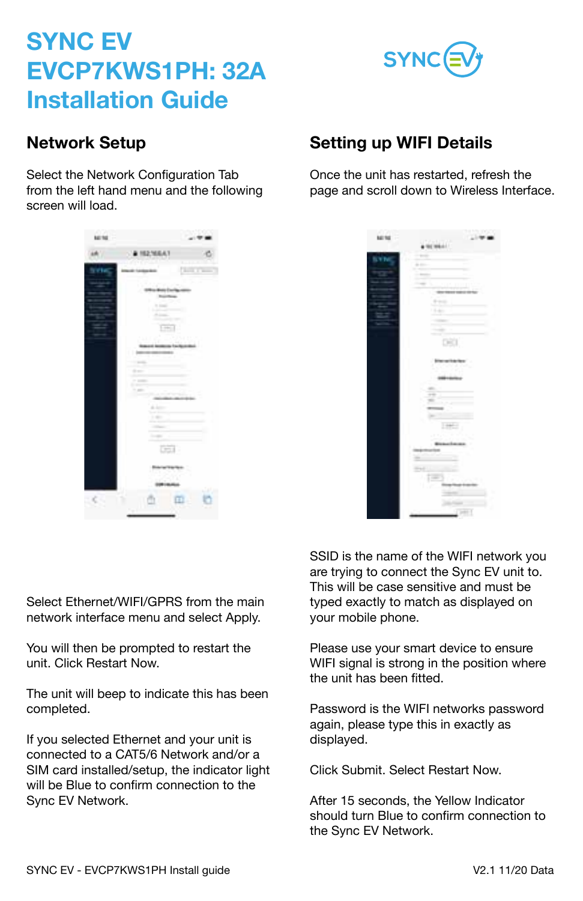# SYNC EV EVCP7KWS1PH: 32A Installation Guide

## Network Setup

Select the Network Configuration Tab from the left hand menu and the following screen will load.

Select Ethernet/WIFI/GPRS from the main network interface menu and select Apply.

You will then be prompted to restart the unit. Click Restart Now.

The unit will beep to indicate this has been completed.

If you selected Ethernet and your unit is connected to a CAT5/6 Network and/or a SIM card installed/setup, the indicator light will be Blue to confirm connection to the Sync EV Network.

## Setting up WIFI Details

Once the unit has restarted, refresh the page and scroll down to Wireless Interface.

SSID is the name of the WIFI network you are trying to connect the Sync EV unit to. This will be case sensitive and must be typed exactly to match as displayed on your mobile phone.

Please use your smart device to ensure WIFI signal is strong in the position where the unit has been fitted.

Password is the WIFI networks password again, please type this in exactly as displayed.

Click Submit. Select Restart Now.

After 15 seconds, the Yellow Indicator should turn Blue to confirm connection to the Sync EV Network.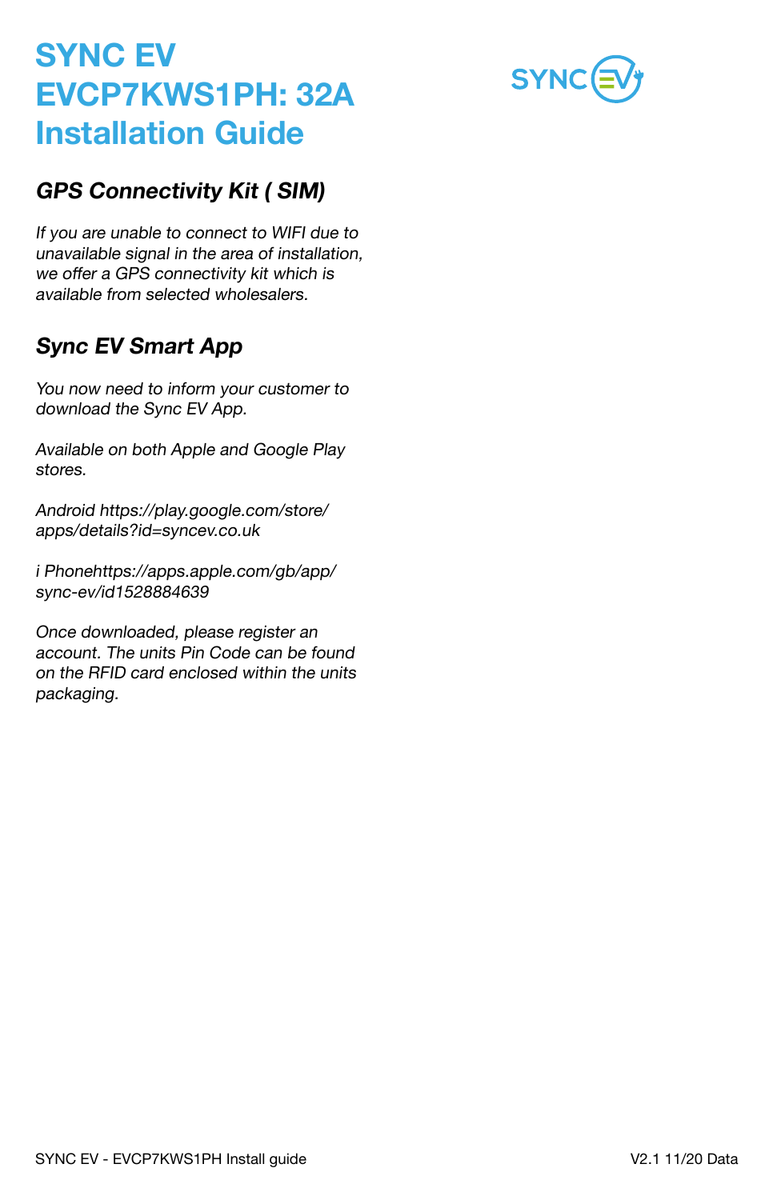# SYNC EV EVCP7KWS1PH: 32A Installation Guide

## *GPS Connectivity Kit ( SIM)*

*If you are unable to connect to WIFI due to unavailable signal in the area of installation, we offer a GPS connectivity kit which is available from selected wholesalers.*

## *Sync EV Smart App*

*You now need to inform your customer to download the Sync EV App.*

*Available on both Apple and Google Play stores.*

*Android https://play.google.com/store/apps/details?id=syncev.co.uk*

*i Phonehttps://apps.apple.com/gb/app/sync-ev/id1528884639*

*Once downloaded, please register an account. The units Pin Code can be found on the RFID card enclosed within the units packaging.*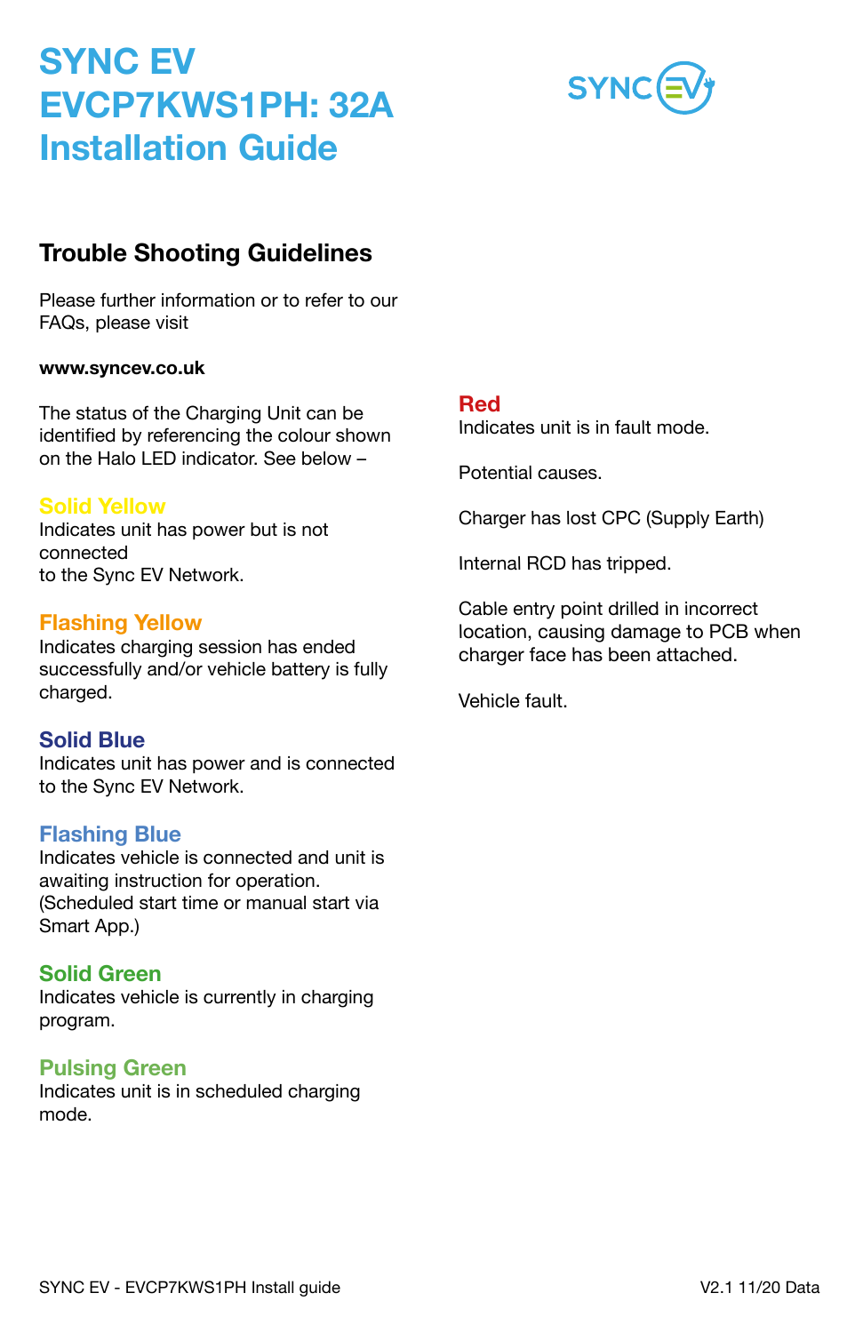# SYNC EV EVCP7KWS1PH: 32A Installation Guide

## Trouble Shooting Guidelines

Please further information or to refer to our FAQs, please visit

**www.syncev.co.uk**

The status of the Charging Unit can be identified by referencing the colour shown on the Halo LED indicator. See below –

### Solid Yellow

Indicates unit has power but is not connected to the Sync EV Network.

### Flashing Yellow

Indicates charging session has ended successfully and/or vehicle battery is fully charged.

### Solid Blue

Indicates unit has power and is connected to the Sync EV Network.

### Flashing Blue

Indicates vehicle is connected and unit is awaiting instruction for operation. (Scheduled start time or manual start via Smart App.)

### Solid Green

Indicates vehicle is currently in charging program.

### Pulsing Green

Indicates unit is in scheduled charging mode.

### Red

Indicates unit is in fault mode.

Potential causes.

Charger has lost CPC (Supply Earth)

Internal RCD has tripped.

Cable entry point drilled in incorrect location, causing damage to PCB when charger face has been attached.

Vehicle fault.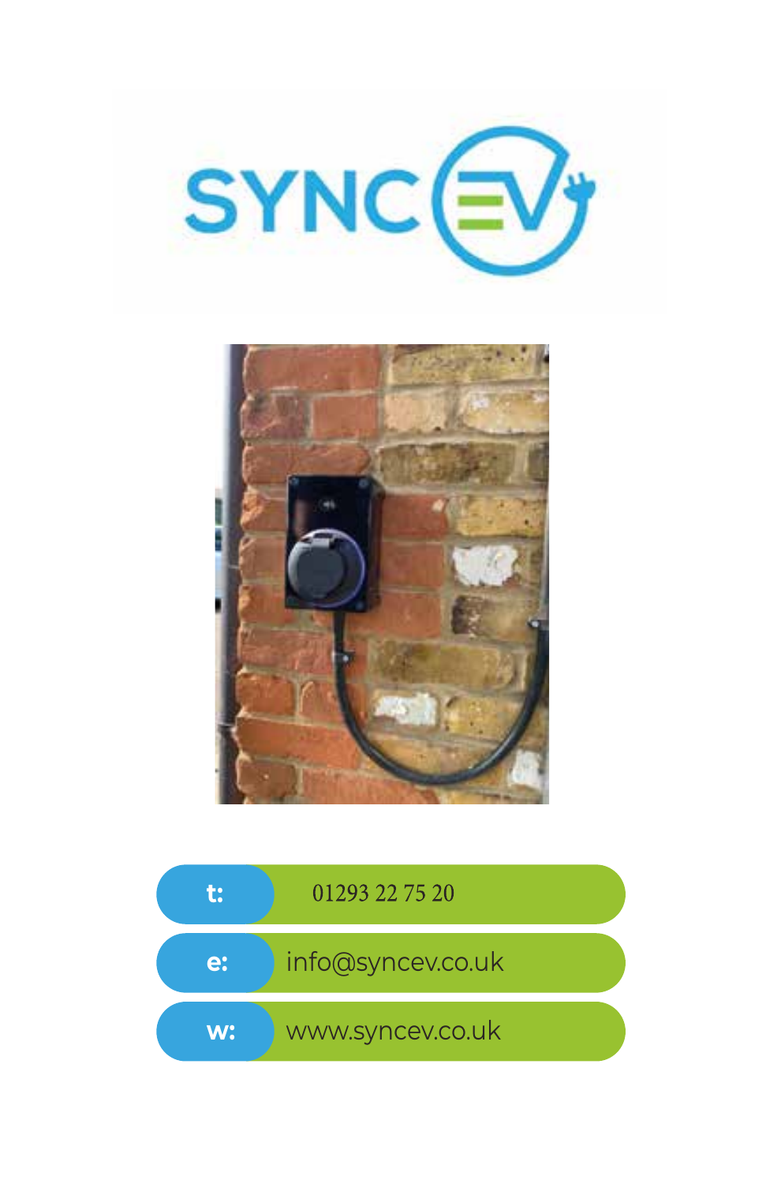SYNC EV

t: 01293 22 75 20

e: info@syncev.co.uk

w: www.syncev.co.uk